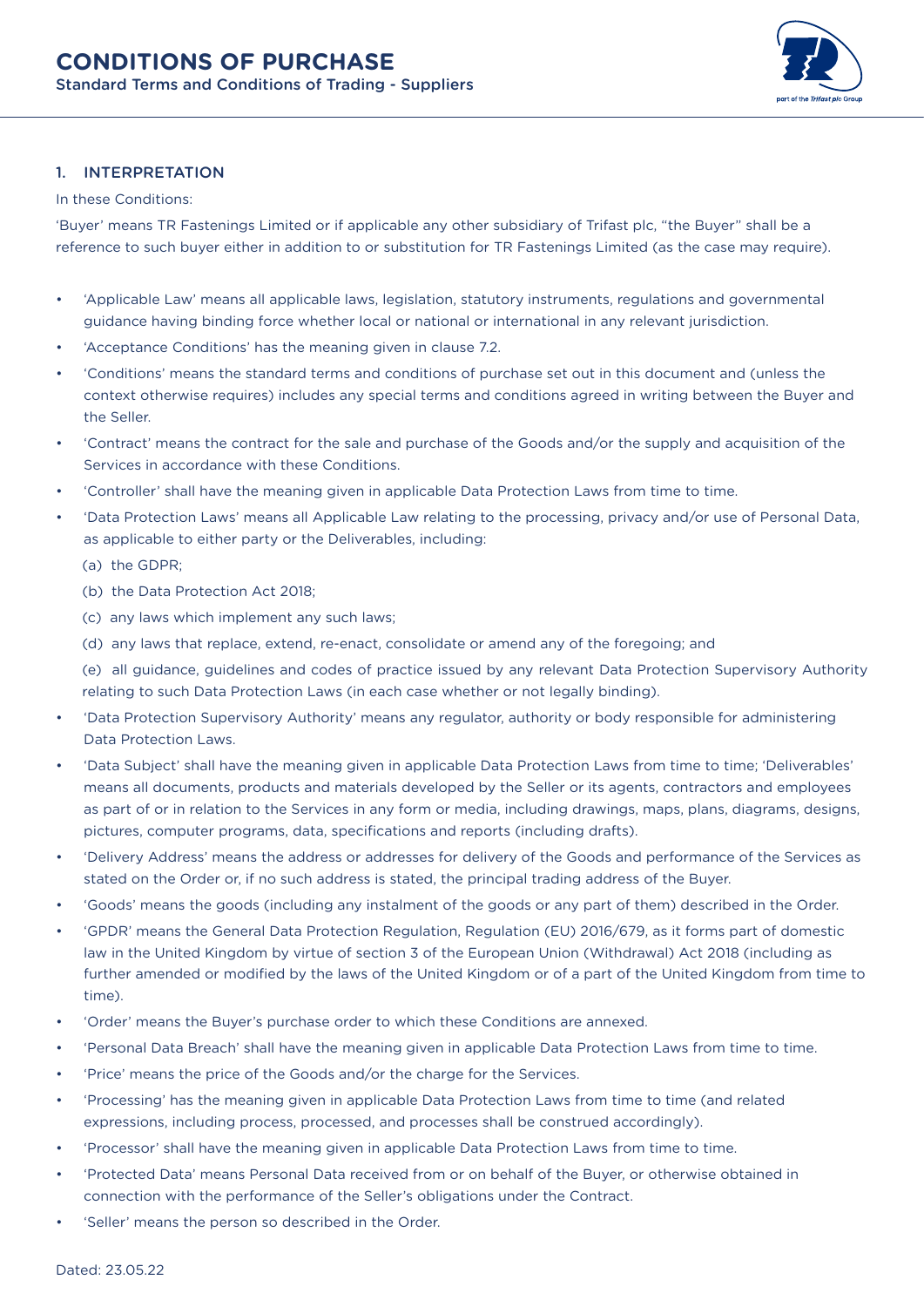# CONDITIONS OF PURCHASE

Standard Terms and Conditions of Trading - Suppliers

## 1. INTERPRETATION

In these Conditions:

'Buyer' means TR Fastenings Limited or if applicable any other subsidiary of Trifast plc, "the Buyer" shall be a reference to such buyer either in addition to or substitution for TR Fastenings Limited (as the case may require).

- 'Applicable Law' means all applicable laws, legislation, statutory instruments, regulations and governmental guidance having binding force whether local or national or international in any relevant jurisdiction.
- 'Acceptance Conditions' has the meaning given in clause 7.2.
- 'Conditions' means the standard terms and conditions of purchase set out in this document and (unless the context otherwise requires) includes any special terms and conditions agreed in writing between the Buyer and the Seller.
- 'Contract' means the contract for the sale and purchase of the Goods and/or the supply and acquisition of the Services in accordance with these Conditions.
- 'Controller' shall have the meaning given in applicable Data Protection Laws from time to time.
- 'Data Protection Laws' means all Applicable Law relating to the processing, privacy and/or use of Personal Data, as applicable to either party or the Deliverables, including:
  - (a) the GDPR;
  - (b) the Data Protection Act 2018;
  - (c) any laws which implement any such laws;
  - (d) any laws that replace, extend, re-enact, consolidate or amend any of the foregoing; and
  - (e) all guidance, guidelines and codes of practice issued by any relevant Data Protection Supervisory Authority relating to such Data Protection Laws (in each case whether or not legally binding).
- 'Data Protection Supervisory Authority' means any regulator, authority or body responsible for administering Data Protection Laws.
- 'Data Subject' shall have the meaning given in applicable Data Protection Laws from time to time; 'Deliverables' means all documents, products and materials developed by the Seller or its agents, contractors and employees as part of or in relation to the Services in any form or media, including drawings, maps, plans, diagrams, designs, pictures, computer programs, data, specifications and reports (including drafts).
- 'Delivery Address' means the address or addresses for delivery of the Goods and performance of the Services as stated on the Order or, if no such address is stated, the principal trading address of the Buyer.
- 'Goods' means the goods (including any instalment of the goods or any part of them) described in the Order.
- 'GPDR' means the General Data Protection Regulation, Regulation (EU) 2016/679, as it forms part of domestic law in the United Kingdom by virtue of section 3 of the European Union (Withdrawal) Act 2018 (including as further amended or modified by the laws of the United Kingdom or of a part of the United Kingdom from time to time).
- 'Order' means the Buyer's purchase order to which these Conditions are annexed.
- 'Personal Data Breach' shall have the meaning given in applicable Data Protection Laws from time to time.
- 'Price' means the price of the Goods and/or the charge for the Services.
- 'Processing' has the meaning given in applicable Data Protection Laws from time to time (and related expressions, including process, processed, and processes shall be construed accordingly).
- 'Processor' shall have the meaning given in applicable Data Protection Laws from time to time.
- 'Protected Data' means Personal Data received from or on behalf of the Buyer, or otherwise obtained in connection with the performance of the Seller's obligations under the Contract.
- 'Seller' means the person so described in the Order.

Dated: 23.05.22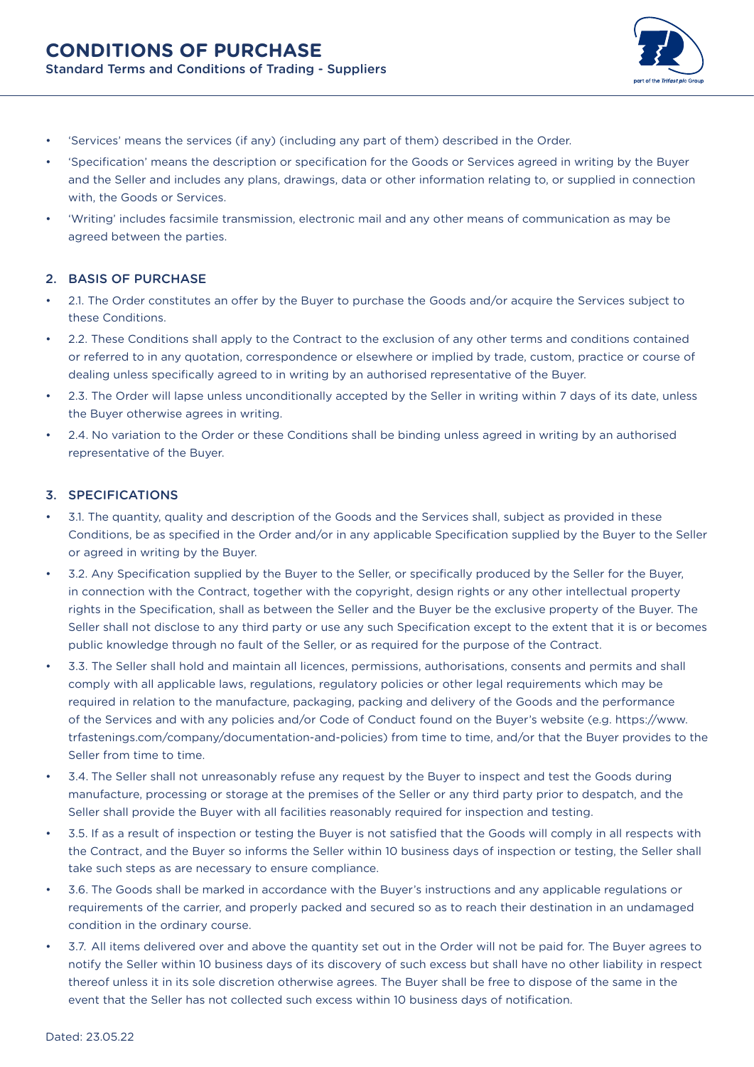- 'Services' means the services (if any) (including any part of them) described in the Order.
- 'Specification' means the description or specification for the Goods or Services agreed in writing by the Buyer and the Seller and includes any plans, drawings, data or other information relating to, or supplied in connection with, the Goods or Services.
- 'Writing' includes facsimile transmission, electronic mail and any other means of communication as may be agreed between the parties.

## 2. BASIS OF PURCHASE

- 2.1. The Order constitutes an offer by the Buyer to purchase the Goods and/or acquire the Services subject to these Conditions.
- 2.2. These Conditions shall apply to the Contract to the exclusion of any other terms and conditions contained or referred to in any quotation, correspondence or elsewhere or implied by trade, custom, practice or course of dealing unless specifically agreed to in writing by an authorised representative of the Buyer.
- 2.3. The Order will lapse unless unconditionally accepted by the Seller in writing within 7 days of its date, unless the Buyer otherwise agrees in writing.
- 2.4. No variation to the Order or these Conditions shall be binding unless agreed in writing by an authorised representative of the Buyer.

## 3. SPECIFICATIONS

- 3.1. The quantity, quality and description of the Goods and the Services shall, subject as provided in these Conditions, be as specified in the Order and/or in any applicable Specification supplied by the Buyer to the Seller or agreed in writing by the Buyer.
- 3.2. Any Specification supplied by the Buyer to the Seller, or specifically produced by the Seller for the Buyer, in connection with the Contract, together with the copyright, design rights or any other intellectual property rights in the Specification, shall as between the Seller and the Buyer be the exclusive property of the Buyer. The Seller shall not disclose to any third party or use any such Specification except to the extent that it is or becomes public knowledge through no fault of the Seller, or as required for the purpose of the Contract.
- 3.3. The Seller shall hold and maintain all licences, permissions, authorisations, consents and permits and shall comply with all applicable laws, regulations, regulatory policies or other legal requirements which may be required in relation to the manufacture, packaging, packing and delivery of the Goods and the performance of the Services and with any policies and/or Code of Conduct found on the Buyer's website (e.g. https://www.trfastenings.com/company/documentation-and-policies) from time to time, and/or that the Buyer provides to the Seller from time to time.
- 3.4. The Seller shall not unreasonably refuse any request by the Buyer to inspect and test the Goods during manufacture, processing or storage at the premises of the Seller or any third party prior to despatch, and the Seller shall provide the Buyer with all facilities reasonably required for inspection and testing.
- 3.5. If as a result of inspection or testing the Buyer is not satisfied that the Goods will comply in all respects with the Contract, and the Buyer so informs the Seller within 10 business days of inspection or testing, the Seller shall take such steps as are necessary to ensure compliance.
- 3.6. The Goods shall be marked in accordance with the Buyer's instructions and any applicable regulations or requirements of the carrier, and properly packed and secured so as to reach their destination in an undamaged condition in the ordinary course.
- 3.7. All items delivered over and above the quantity set out in the Order will not be paid for. The Buyer agrees to notify the Seller within 10 business days of its discovery of such excess but shall have no other liability in respect thereof unless it in its sole discretion otherwise agrees. The Buyer shall be free to dispose of the same in the event that the Seller has not collected such excess within 10 business days of notification.

Dated: 23.05.22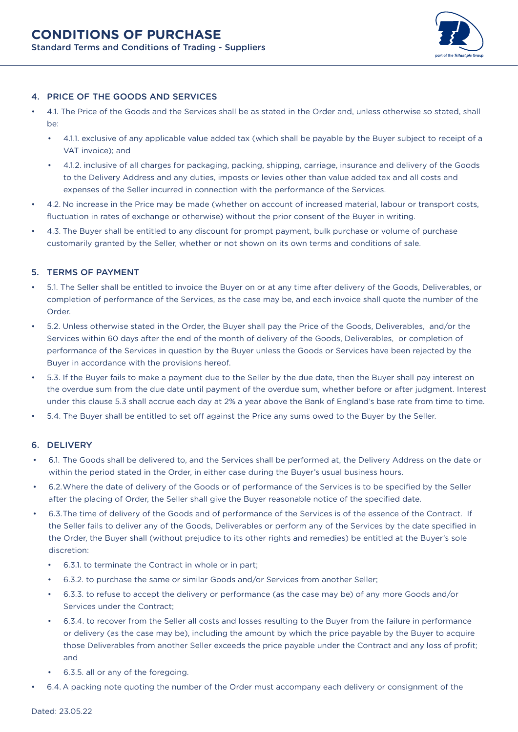## 4. PRICE OF THE GOODS AND SERVICES

- 4.1. The Price of the Goods and the Services shall be as stated in the Order and, unless otherwise so stated, shall be:
  - 4.1.1. exclusive of any applicable value added tax (which shall be payable by the Buyer subject to receipt of a VAT invoice); and
  - 4.1.2. inclusive of all charges for packaging, packing, shipping, carriage, insurance and delivery of the Goods to the Delivery Address and any duties, imposts or levies other than value added tax and all costs and expenses of the Seller incurred in connection with the performance of the Services.
- 4.2. No increase in the Price may be made (whether on account of increased material, labour or transport costs, fluctuation in rates of exchange or otherwise) without the prior consent of the Buyer in writing.
- 4.3. The Buyer shall be entitled to any discount for prompt payment, bulk purchase or volume of purchase customarily granted by the Seller, whether or not shown on its own terms and conditions of sale.

## 5. TERMS OF PAYMENT

- 5.1. The Seller shall be entitled to invoice the Buyer on or at any time after delivery of the Goods, Deliverables, or completion of performance of the Services, as the case may be, and each invoice shall quote the number of the Order.
- 5.2. Unless otherwise stated in the Order, the Buyer shall pay the Price of the Goods, Deliverables, and/or the Services within 60 days after the end of the month of delivery of the Goods, Deliverables, or completion of performance of the Services in question by the Buyer unless the Goods or Services have been rejected by the Buyer in accordance with the provisions hereof.
- 5.3. If the Buyer fails to make a payment due to the Seller by the due date, then the Buyer shall pay interest on the overdue sum from the due date until payment of the overdue sum, whether before or after judgment. Interest under this clause 5.3 shall accrue each day at 2% a year above the Bank of England's base rate from time to time.
- 5.4. The Buyer shall be entitled to set off against the Price any sums owed to the Buyer by the Seller.

## 6. DELIVERY

- 6.1. The Goods shall be delivered to, and the Services shall be performed at, the Delivery Address on the date or within the period stated in the Order, in either case during the Buyer's usual business hours.
- 6.2. Where the date of delivery of the Goods or of performance of the Services is to be specified by the Seller after the placing of Order, the Seller shall give the Buyer reasonable notice of the specified date.
- 6.3. The time of delivery of the Goods and of performance of the Services is of the essence of the Contract. If the Seller fails to deliver any of the Goods, Deliverables or perform any of the Services by the date specified in the Order, the Buyer shall (without prejudice to its other rights and remedies) be entitled at the Buyer's sole discretion:
  - 6.3.1. to terminate the Contract in whole or in part;
  - 6.3.2. to purchase the same or similar Goods and/or Services from another Seller;
  - 6.3.3. to refuse to accept the delivery or performance (as the case may be) of any more Goods and/or Services under the Contract;
  - 6.3.4. to recover from the Seller all costs and losses resulting to the Buyer from the failure in performance or delivery (as the case may be), including the amount by which the price payable by the Buyer to acquire those Deliverables from another Seller exceeds the price payable under the Contract and any loss of profit; and
  - 6.3.5. all or any of the foregoing.
- 6.4. A packing note quoting the number of the Order must accompany each delivery or consignment of the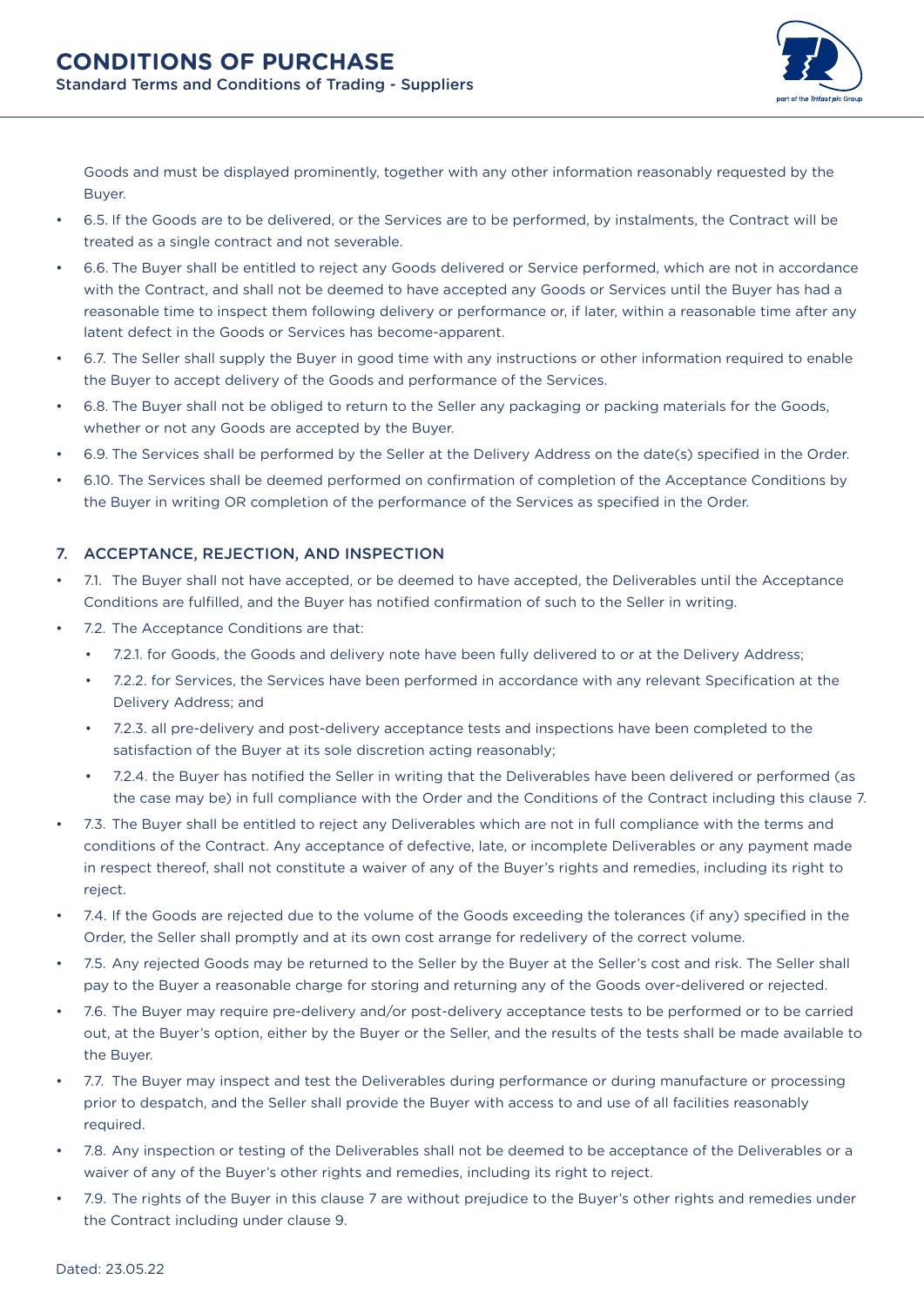Goods and must be displayed prominently, together with any other information reasonably requested by the Buyer.

- 6.5. If the Goods are to be delivered, or the Services are to be performed, by instalments, the Contract will be treated as a single contract and not severable.
- 6.6. The Buyer shall be entitled to reject any Goods delivered or Service performed, which are not in accordance with the Contract, and shall not be deemed to have accepted any Goods or Services until the Buyer has had a reasonable time to inspect them following delivery or performance or, if later, within a reasonable time after any latent defect in the Goods or Services has become-apparent.
- 6.7. The Seller shall supply the Buyer in good time with any instructions or other information required to enable the Buyer to accept delivery of the Goods and performance of the Services.
- 6.8. The Buyer shall not be obliged to return to the Seller any packaging or packing materials for the Goods, whether or not any Goods are accepted by the Buyer.
- 6.9. The Services shall be performed by the Seller at the Delivery Address on the date(s) specified in the Order.
- 6.10. The Services shall be deemed performed on confirmation of completion of the Acceptance Conditions by the Buyer in writing OR completion of the performance of the Services as specified in the Order.

## 7. ACCEPTANCE, REJECTION, AND INSPECTION

- 7.1. The Buyer shall not have accepted, or be deemed to have accepted, the Deliverables until the Acceptance Conditions are fulfilled, and the Buyer has notified confirmation of such to the Seller in writing.
- 7.2. The Acceptance Conditions are that:
  - 7.2.1. for Goods, the Goods and delivery note have been fully delivered to or at the Delivery Address;
  - 7.2.2. for Services, the Services have been performed in accordance with any relevant Specification at the Delivery Address; and
  - 7.2.3. all pre-delivery and post-delivery acceptance tests and inspections have been completed to the satisfaction of the Buyer at its sole discretion acting reasonably;
  - 7.2.4. the Buyer has notified the Seller in writing that the Deliverables have been delivered or performed (as the case may be) in full compliance with the Order and the Conditions of the Contract including this clause 7.
- 7.3. The Buyer shall be entitled to reject any Deliverables which are not in full compliance with the terms and conditions of the Contract. Any acceptance of defective, late, or incomplete Deliverables or any payment made in respect thereof, shall not constitute a waiver of any of the Buyer's rights and remedies, including its right to reject.
- 7.4. If the Goods are rejected due to the volume of the Goods exceeding the tolerances (if any) specified in the Order, the Seller shall promptly and at its own cost arrange for redelivery of the correct volume.
- 7.5. Any rejected Goods may be returned to the Seller by the Buyer at the Seller's cost and risk. The Seller shall pay to the Buyer a reasonable charge for storing and returning any of the Goods over-delivered or rejected.
- 7.6. The Buyer may require pre-delivery and/or post-delivery acceptance tests to be performed or to be carried out, at the Buyer's option, either by the Buyer or the Seller, and the results of the tests shall be made available to the Buyer.
- 7.7. The Buyer may inspect and test the Deliverables during performance or during manufacture or processing prior to despatch, and the Seller shall provide the Buyer with access to and use of all facilities reasonably required.
- 7.8. Any inspection or testing of the Deliverables shall not be deemed to be acceptance of the Deliverables or a waiver of any of the Buyer's other rights and remedies, including its right to reject.
- 7.9. The rights of the Buyer in this clause 7 are without prejudice to the Buyer's other rights and remedies under the Contract including under clause 9.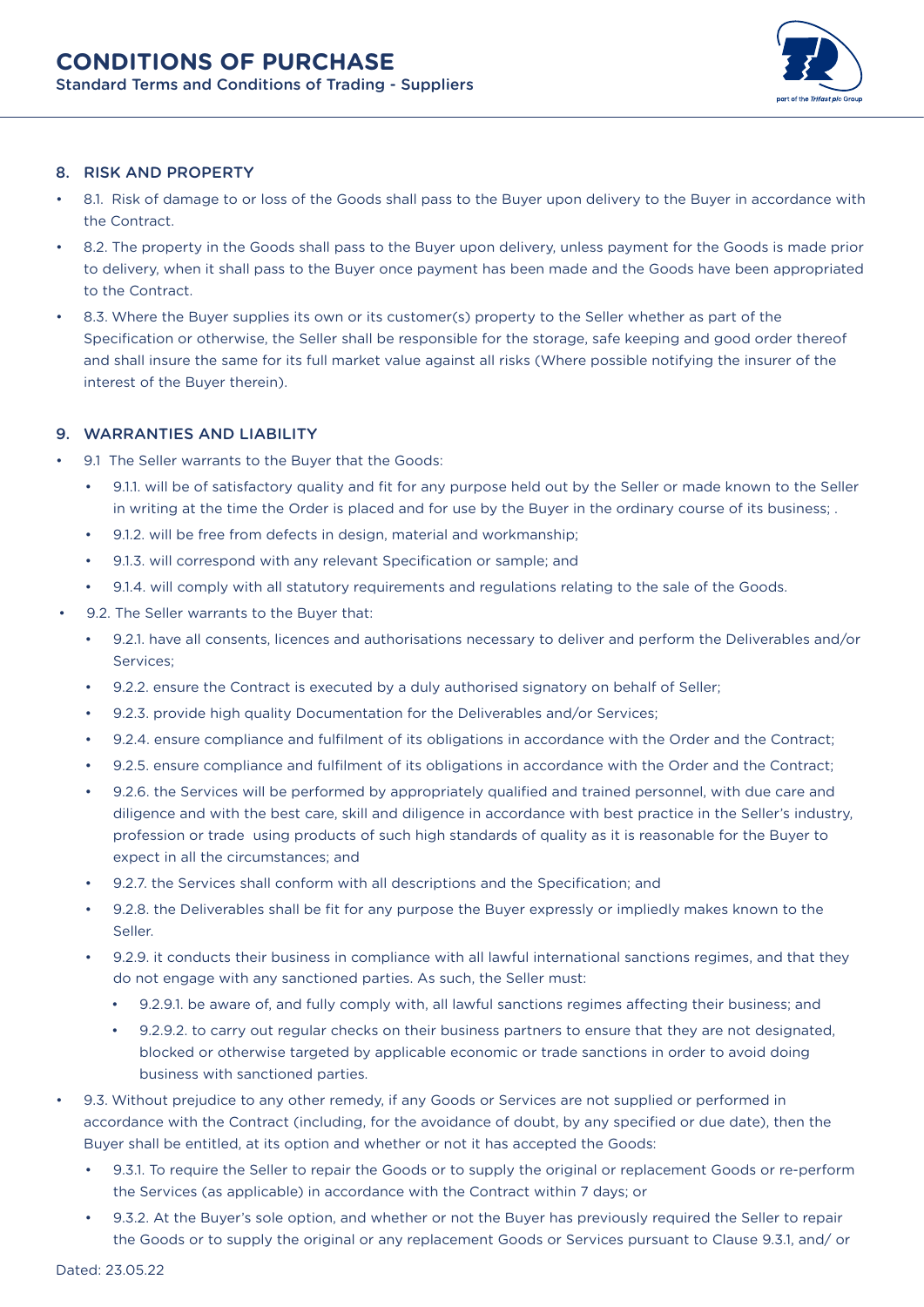## 8. RISK AND PROPERTY

- 8.1. Risk of damage to or loss of the Goods shall pass to the Buyer upon delivery to the Buyer in accordance with the Contract.
- 8.2. The property in the Goods shall pass to the Buyer upon delivery, unless payment for the Goods is made prior to delivery, when it shall pass to the Buyer once payment has been made and the Goods have been appropriated to the Contract.
- 8.3. Where the Buyer supplies its own or its customer(s) property to the Seller whether as part of the Specification or otherwise, the Seller shall be responsible for the storage, safe keeping and good order thereof and shall insure the same for its full market value against all risks (Where possible notifying the insurer of the interest of the Buyer therein).

## 9. WARRANTIES AND LIABILITY

- 9.1 The Seller warrants to the Buyer that the Goods:
  - 9.1.1. will be of satisfactory quality and fit for any purpose held out by the Seller or made known to the Seller in writing at the time the Order is placed and for use by the Buyer in the ordinary course of its business; .
  - 9.1.2. will be free from defects in design, material and workmanship;
  - 9.1.3. will correspond with any relevant Specification or sample; and
  - 9.1.4. will comply with all statutory requirements and regulations relating to the sale of the Goods.
- 9.2. The Seller warrants to the Buyer that:
  - 9.2.1. have all consents, licences and authorisations necessary to deliver and perform the Deliverables and/or Services;
  - 9.2.2. ensure the Contract is executed by a duly authorised signatory on behalf of Seller;
  - 9.2.3. provide high quality Documentation for the Deliverables and/or Services;
  - 9.2.4. ensure compliance and fulfilment of its obligations in accordance with the Order and the Contract;
  - 9.2.5. ensure compliance and fulfilment of its obligations in accordance with the Order and the Contract;
  - 9.2.6. the Services will be performed by appropriately qualified and trained personnel, with due care and diligence and with the best care, skill and diligence in accordance with best practice in the Seller's industry, profession or trade using products of such high standards of quality as it is reasonable for the Buyer to expect in all the circumstances; and
  - 9.2.7. the Services shall conform with all descriptions and the Specification; and
  - 9.2.8. the Deliverables shall be fit for any purpose the Buyer expressly or impliedly makes known to the Seller.
  - 9.2.9. it conducts their business in compliance with all lawful international sanctions regimes, and that they do not engage with any sanctioned parties. As such, the Seller must:
    - 9.2.9.1. be aware of, and fully comply with, all lawful sanctions regimes affecting their business; and
    - 9.2.9.2. to carry out regular checks on their business partners to ensure that they are not designated, blocked or otherwise targeted by applicable economic or trade sanctions in order to avoid doing business with sanctioned parties.
- 9.3. Without prejudice to any other remedy, if any Goods or Services are not supplied or performed in accordance with the Contract (including, for the avoidance of doubt, by any specified or due date), then the Buyer shall be entitled, at its option and whether or not it has accepted the Goods:
  - 9.3.1. To require the Seller to repair the Goods or to supply the original or replacement Goods or re-perform the Services (as applicable) in accordance with the Contract within 7 days; or
  - 9.3.2. At the Buyer's sole option, and whether or not the Buyer has previously required the Seller to repair the Goods or to supply the original or any replacement Goods or Services pursuant to Clause 9.3.1, and/ or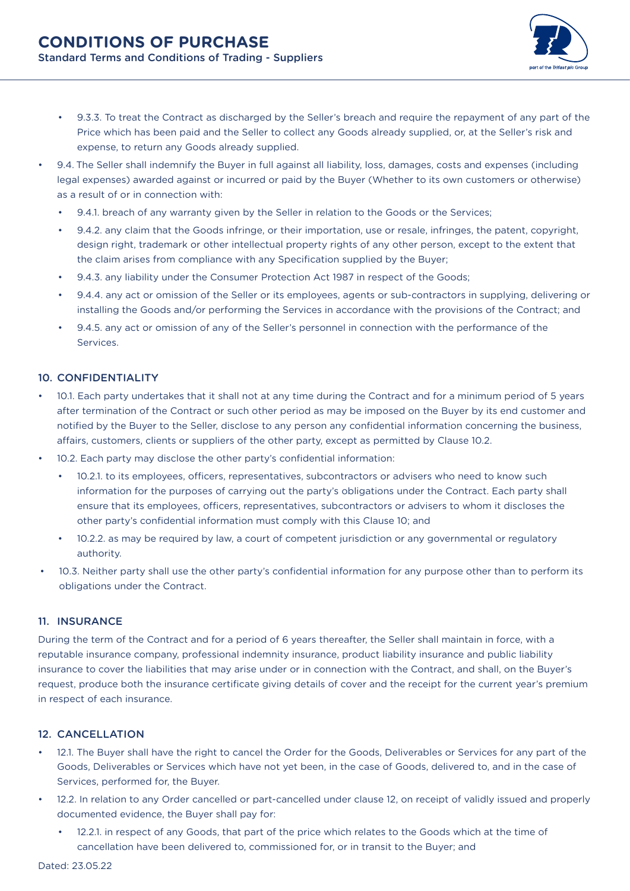- 9.3.3. To treat the Contract as discharged by the Seller's breach and require the repayment of any part of the Price which has been paid and the Seller to collect any Goods already supplied, or, at the Seller's risk and expense, to return any Goods already supplied.
- 9.4. The Seller shall indemnify the Buyer in full against all liability, loss, damages, costs and expenses (including legal expenses) awarded against or incurred or paid by the Buyer (Whether to its own customers or otherwise) as a result of or in connection with:
  - 9.4.1. breach of any warranty given by the Seller in relation to the Goods or the Services;
  - 9.4.2. any claim that the Goods infringe, or their importation, use or resale, infringes, the patent, copyright, design right, trademark or other intellectual property rights of any other person, except to the extent that the claim arises from compliance with any Specification supplied by the Buyer;
  - 9.4.3. any liability under the Consumer Protection Act 1987 in respect of the Goods;
  - 9.4.4. any act or omission of the Seller or its employees, agents or sub-contractors in supplying, delivering or installing the Goods and/or performing the Services in accordance with the provisions of the Contract; and
  - 9.4.5. any act or omission of any of the Seller's personnel in connection with the performance of the Services.

### 10. CONFIDENTIALITY

- 10.1. Each party undertakes that it shall not at any time during the Contract and for a minimum period of 5 years after termination of the Contract or such other period as may be imposed on the Buyer by its end customer and notified by the Buyer to the Seller, disclose to any person any confidential information concerning the business, affairs, customers, clients or suppliers of the other party, except as permitted by Clause 10.2.
- 10.2. Each party may disclose the other party's confidential information:
  - 10.2.1. to its employees, officers, representatives, subcontractors or advisers who need to know such information for the purposes of carrying out the party's obligations under the Contract. Each party shall ensure that its employees, officers, representatives, subcontractors or advisers to whom it discloses the other party's confidential information must comply with this Clause 10; and
  - 10.2.2. as may be required by law, a court of competent jurisdiction or any governmental or regulatory authority.
- 10.3. Neither party shall use the other party's confidential information for any purpose other than to perform its obligations under the Contract.

### 11. INSURANCE

During the term of the Contract and for a period of 6 years thereafter, the Seller shall maintain in force, with a reputable insurance company, professional indemnity insurance, product liability insurance and public liability insurance to cover the liabilities that may arise under or in connection with the Contract, and shall, on the Buyer's request, produce both the insurance certificate giving details of cover and the receipt for the current year's premium in respect of each insurance.

### 12. CANCELLATION

- 12.1. The Buyer shall have the right to cancel the Order for the Goods, Deliverables or Services for any part of the Goods, Deliverables or Services which have not yet been, in the case of Goods, delivered to, and in the case of Services, performed for, the Buyer.
- 12.2. In relation to any Order cancelled or part-cancelled under clause 12, on receipt of validly issued and properly documented evidence, the Buyer shall pay for:
  - 12.2.1. in respect of any Goods, that part of the price which relates to the Goods which at the time of cancellation have been delivered to, commissioned for, or in transit to the Buyer; and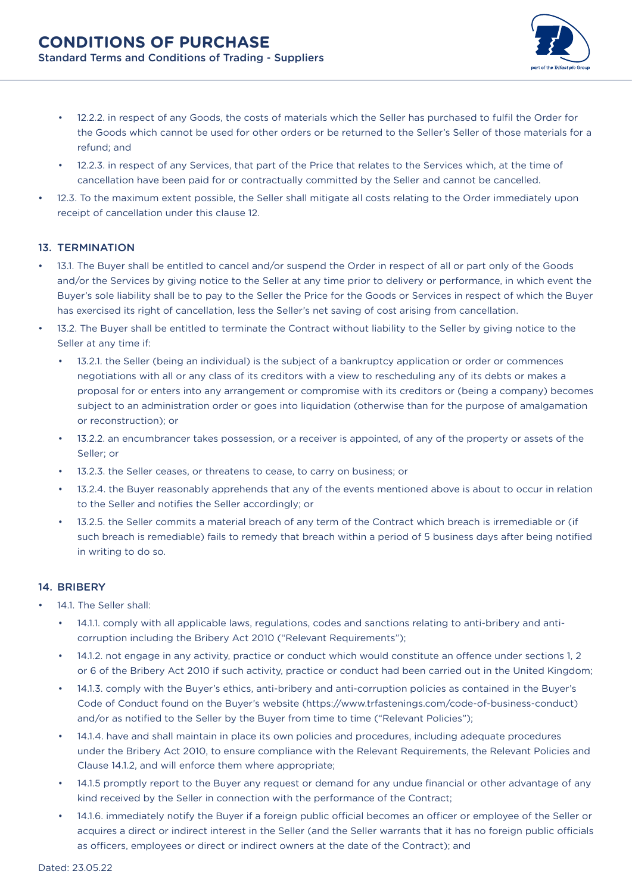- 12.2.2. in respect of any Goods, the costs of materials which the Seller has purchased to fulfil the Order for the Goods which cannot be used for other orders or be returned to the Seller's Seller of those materials for a refund; and
- 12.2.3. in respect of any Services, that part of the Price that relates to the Services which, at the time of cancellation have been paid for or contractually committed by the Seller and cannot be cancelled.

- 12.3. To the maximum extent possible, the Seller shall mitigate all costs relating to the Order immediately upon receipt of cancellation under this clause 12.

## 13. TERMINATION

- 13.1. The Buyer shall be entitled to cancel and/or suspend the Order in respect of all or part only of the Goods and/or the Services by giving notice to the Seller at any time prior to delivery or performance, in which event the Buyer's sole liability shall be to pay to the Seller the Price for the Goods or Services in respect of which the Buyer has exercised its right of cancellation, less the Seller's net saving of cost arising from cancellation.
- 13.2. The Buyer shall be entitled to terminate the Contract without liability to the Seller by giving notice to the Seller at any time if:
  - 13.2.1. the Seller (being an individual) is the subject of a bankruptcy application or order or commences negotiations with all or any class of its creditors with a view to rescheduling any of its debts or makes a proposal for or enters into any arrangement or compromise with its creditors or (being a company) becomes subject to an administration order or goes into liquidation (otherwise than for the purpose of amalgamation or reconstruction); or
  - 13.2.2. an encumbrancer takes possession, or a receiver is appointed, of any of the property or assets of the Seller; or
  - 13.2.3. the Seller ceases, or threatens to cease, to carry on business; or
  - 13.2.4. the Buyer reasonably apprehends that any of the events mentioned above is about to occur in relation to the Seller and notifies the Seller accordingly; or
  - 13.2.5. the Seller commits a material breach of any term of the Contract which breach is irremediable or (if such breach is remediable) fails to remedy that breach within a period of 5 business days after being notified in writing to do so.

## 14. BRIBERY

- 14.1. The Seller shall:
  - 14.1.1. comply with all applicable laws, regulations, codes and sanctions relating to anti-bribery and anti-corruption including the Bribery Act 2010 ("Relevant Requirements");
  - 14.1.2. not engage in any activity, practice or conduct which would constitute an offence under sections 1, 2 or 6 of the Bribery Act 2010 if such activity, practice or conduct had been carried out in the United Kingdom;
  - 14.1.3. comply with the Buyer's ethics, anti-bribery and anti-corruption policies as contained in the Buyer's Code of Conduct found on the Buyer's website (https://www.trfastenings.com/code-of-business-conduct) and/or as notified to the Seller by the Buyer from time to time ("Relevant Policies");
  - 14.1.4. have and shall maintain in place its own policies and procedures, including adequate procedures under the Bribery Act 2010, to ensure compliance with the Relevant Requirements, the Relevant Policies and Clause 14.1.2, and will enforce them where appropriate;
  - 14.1.5 promptly report to the Buyer any request or demand for any undue financial or other advantage of any kind received by the Seller in connection with the performance of the Contract;
  - 14.1.6. immediately notify the Buyer if a foreign public official becomes an officer or employee of the Seller or acquires a direct or indirect interest in the Seller (and the Seller warrants that it has no foreign public officials as officers, employees or direct or indirect owners at the date of the Contract); and

Dated: 23.05.22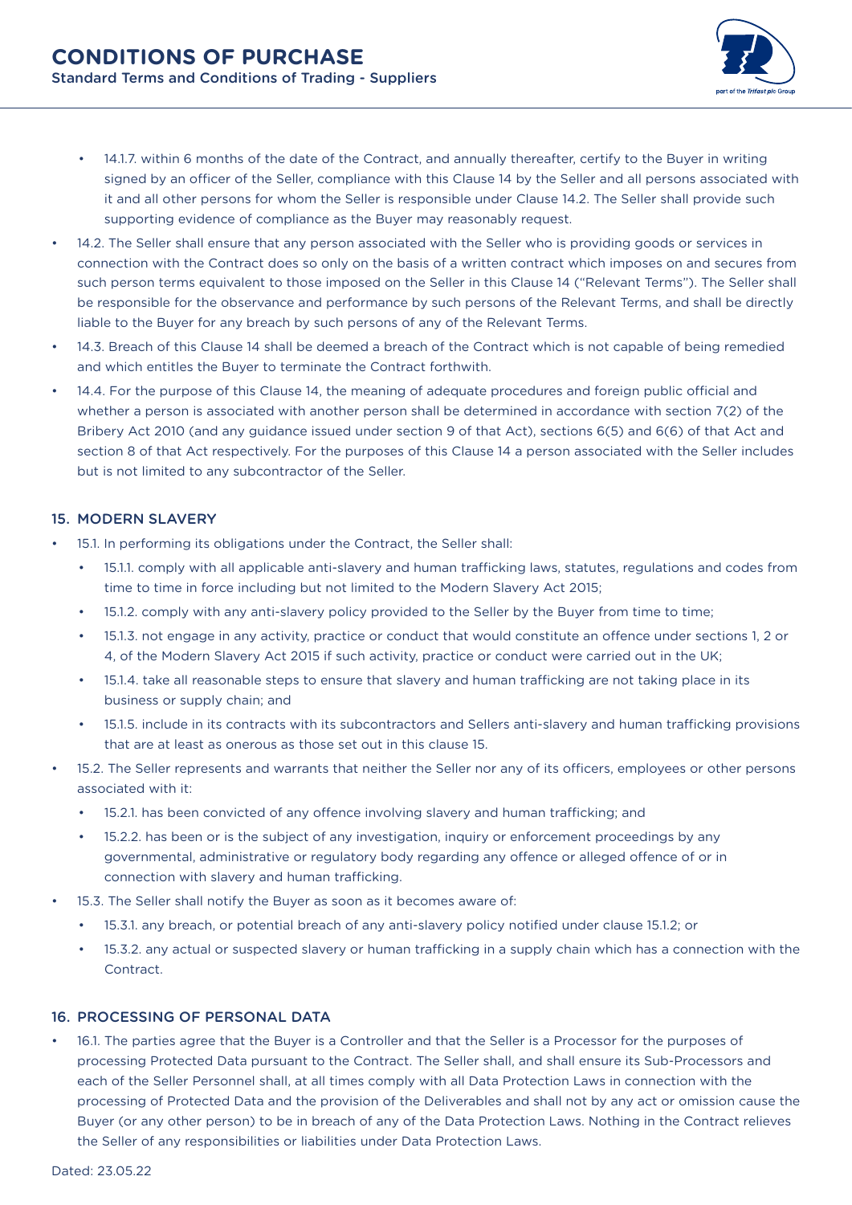- 14.1.7. within 6 months of the date of the Contract, and annually thereafter, certify to the Buyer in writing signed by an officer of the Seller, compliance with this Clause 14 by the Seller and all persons associated with it and all other persons for whom the Seller is responsible under Clause 14.2. The Seller shall provide such supporting evidence of compliance as the Buyer may reasonably request.

- 14.2. The Seller shall ensure that any person associated with the Seller who is providing goods or services in connection with the Contract does so only on the basis of a written contract which imposes on and secures from such person terms equivalent to those imposed on the Seller in this Clause 14 ("Relevant Terms"). The Seller shall be responsible for the observance and performance by such persons of the Relevant Terms, and shall be directly liable to the Buyer for any breach by such persons of any of the Relevant Terms.
- 14.3. Breach of this Clause 14 shall be deemed a breach of the Contract which is not capable of being remedied and which entitles the Buyer to terminate the Contract forthwith.
- 14.4. For the purpose of this Clause 14, the meaning of adequate procedures and foreign public official and whether a person is associated with another person shall be determined in accordance with section 7(2) of the Bribery Act 2010 (and any guidance issued under section 9 of that Act), sections 6(5) and 6(6) of that Act and section 8 of that Act respectively. For the purposes of this Clause 14 a person associated with the Seller includes but is not limited to any subcontractor of the Seller.

## 15. MODERN SLAVERY

- 15.1. In performing its obligations under the Contract, the Seller shall:
  - 15.1.1. comply with all applicable anti-slavery and human trafficking laws, statutes, regulations and codes from time to time in force including but not limited to the Modern Slavery Act 2015;
  - 15.1.2. comply with any anti-slavery policy provided to the Seller by the Buyer from time to time;
  - 15.1.3. not engage in any activity, practice or conduct that would constitute an offence under sections 1, 2 or 4, of the Modern Slavery Act 2015 if such activity, practice or conduct were carried out in the UK;
  - 15.1.4. take all reasonable steps to ensure that slavery and human trafficking are not taking place in its business or supply chain; and
  - 15.1.5. include in its contracts with its subcontractors and Sellers anti-slavery and human trafficking provisions that are at least as onerous as those set out in this clause 15.
- 15.2. The Seller represents and warrants that neither the Seller nor any of its officers, employees or other persons associated with it:
  - 15.2.1. has been convicted of any offence involving slavery and human trafficking; and
  - 15.2.2. has been or is the subject of any investigation, inquiry or enforcement proceedings by any governmental, administrative or regulatory body regarding any offence or alleged offence of or in connection with slavery and human trafficking.
- 15.3. The Seller shall notify the Buyer as soon as it becomes aware of:
  - 15.3.1. any breach, or potential breach of any anti-slavery policy notified under clause 15.1.2; or
  - 15.3.2. any actual or suspected slavery or human trafficking in a supply chain which has a connection with the Contract.

## 16. PROCESSING OF PERSONAL DATA

- 16.1. The parties agree that the Buyer is a Controller and that the Seller is a Processor for the purposes of processing Protected Data pursuant to the Contract. The Seller shall, and shall ensure its Sub-Processors and each of the Seller Personnel shall, at all times comply with all Data Protection Laws in connection with the processing of Protected Data and the provision of the Deliverables and shall not by any act or omission cause the Buyer (or any other person) to be in breach of any of the Data Protection Laws. Nothing in the Contract relieves the Seller of any responsibilities or liabilities under Data Protection Laws.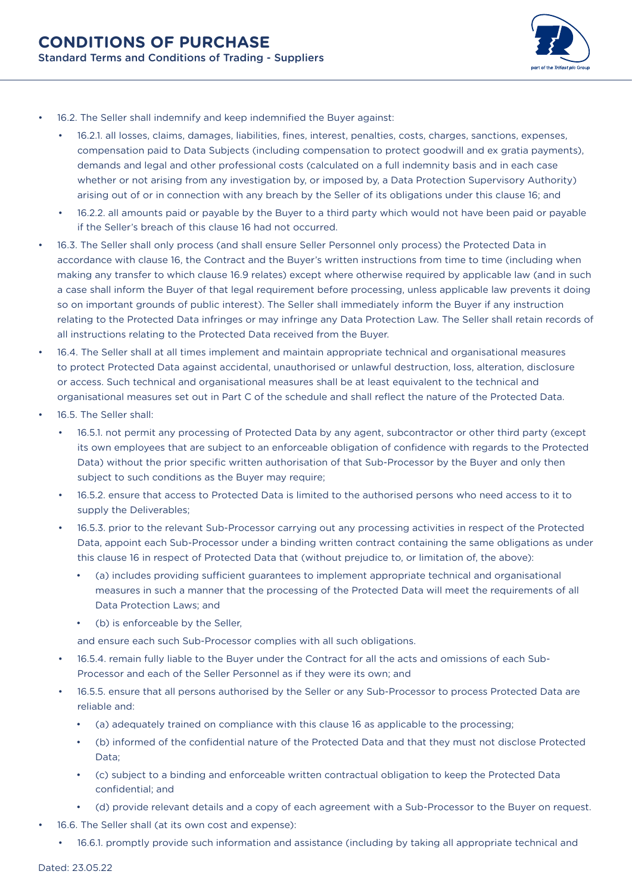- 16.2. The Seller shall indemnify and keep indemnified the Buyer against:
  - 16.2.1. all losses, claims, damages, liabilities, fines, interest, penalties, costs, charges, sanctions, expenses, compensation paid to Data Subjects (including compensation to protect goodwill and ex gratia payments), demands and legal and other professional costs (calculated on a full indemnity basis and in each case whether or not arising from any investigation by, or imposed by, a Data Protection Supervisory Authority) arising out of or in connection with any breach by the Seller of its obligations under this clause 16; and
  - 16.2.2. all amounts paid or payable by the Buyer to a third party which would not have been paid or payable if the Seller's breach of this clause 16 had not occurred.
- 16.3. The Seller shall only process (and shall ensure Seller Personnel only process) the Protected Data in accordance with clause 16, the Contract and the Buyer's written instructions from time to time (including when making any transfer to which clause 16.9 relates) except where otherwise required by applicable law (and in such a case shall inform the Buyer of that legal requirement before processing, unless applicable law prevents it doing so on important grounds of public interest). The Seller shall immediately inform the Buyer if any instruction relating to the Protected Data infringes or may infringe any Data Protection Law. The Seller shall retain records of all instructions relating to the Protected Data received from the Buyer.
- 16.4. The Seller shall at all times implement and maintain appropriate technical and organisational measures to protect Protected Data against accidental, unauthorised or unlawful destruction, loss, alteration, disclosure or access. Such technical and organisational measures shall be at least equivalent to the technical and organisational measures set out in Part C of the schedule and shall reflect the nature of the Protected Data.
- 16.5. The Seller shall:
  - 16.5.1. not permit any processing of Protected Data by any agent, subcontractor or other third party (except its own employees that are subject to an enforceable obligation of confidence with regards to the Protected Data) without the prior specific written authorisation of that Sub-Processor by the Buyer and only then subject to such conditions as the Buyer may require;
  - 16.5.2. ensure that access to Protected Data is limited to the authorised persons who need access to it to supply the Deliverables;
  - 16.5.3. prior to the relevant Sub-Processor carrying out any processing activities in respect of the Protected Data, appoint each Sub-Processor under a binding written contract containing the same obligations as under this clause 16 in respect of Protected Data that (without prejudice to, or limitation of, the above):
    - (a) includes providing sufficient guarantees to implement appropriate technical and organisational measures in such a manner that the processing of the Protected Data will meet the requirements of all Data Protection Laws; and
    - (b) is enforceable by the Seller,

    and ensure each such Sub-Processor complies with all such obligations.
  - 16.5.4. remain fully liable to the Buyer under the Contract for all the acts and omissions of each Sub-Processor and each of the Seller Personnel as if they were its own; and
  - 16.5.5. ensure that all persons authorised by the Seller or any Sub-Processor to process Protected Data are reliable and:
    - (a) adequately trained on compliance with this clause 16 as applicable to the processing;
    - (b) informed of the confidential nature of the Protected Data and that they must not disclose Protected Data;
    - (c) subject to a binding and enforceable written contractual obligation to keep the Protected Data confidential; and
    - (d) provide relevant details and a copy of each agreement with a Sub-Processor to the Buyer on request.
- 16.6. The Seller shall (at its own cost and expense):
  - 16.6.1. promptly provide such information and assistance (including by taking all appropriate technical and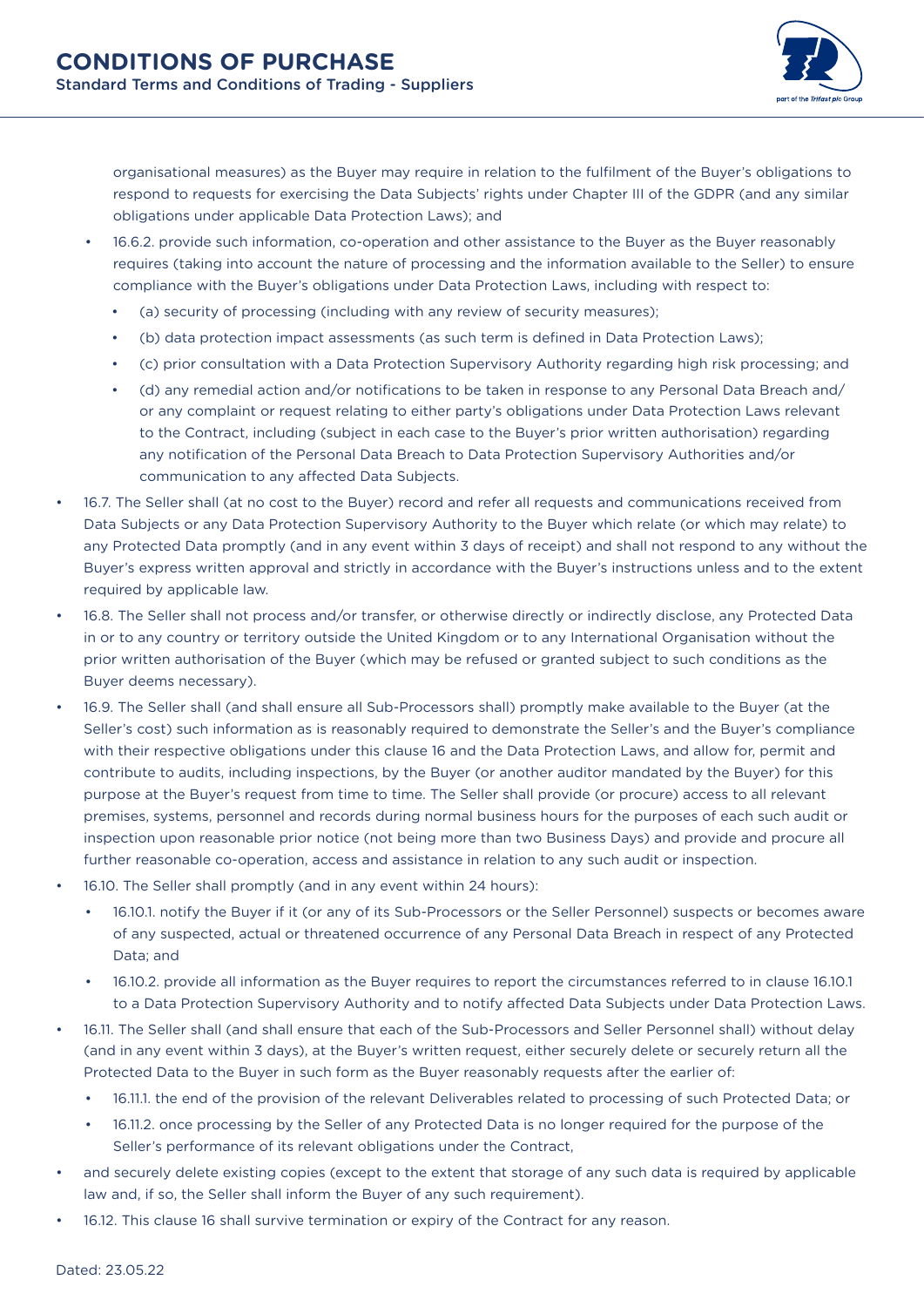organisational measures) as the Buyer may require in relation to the fulfilment of the Buyer's obligations to respond to requests for exercising the Data Subjects' rights under Chapter III of the GDPR (and any similar obligations under applicable Data Protection Laws); and

- 16.6.2. provide such information, co-operation and other assistance to the Buyer as the Buyer reasonably requires (taking into account the nature of processing and the information available to the Seller) to ensure compliance with the Buyer's obligations under Data Protection Laws, including with respect to:
  - (a) security of processing (including with any review of security measures);
  - (b) data protection impact assessments (as such term is defined in Data Protection Laws);
  - (c) prior consultation with a Data Protection Supervisory Authority regarding high risk processing; and
  - (d) any remedial action and/or notifications to be taken in response to any Personal Data Breach and/or any complaint or request relating to either party's obligations under Data Protection Laws relevant to the Contract, including (subject in each case to the Buyer's prior written authorisation) regarding any notification of the Personal Data Breach to Data Protection Supervisory Authorities and/or communication to any affected Data Subjects.
- 16.7. The Seller shall (at no cost to the Buyer) record and refer all requests and communications received from Data Subjects or any Data Protection Supervisory Authority to the Buyer which relate (or which may relate) to any Protected Data promptly (and in any event within 3 days of receipt) and shall not respond to any without the Buyer's express written approval and strictly in accordance with the Buyer's instructions unless and to the extent required by applicable law.
- 16.8. The Seller shall not process and/or transfer, or otherwise directly or indirectly disclose, any Protected Data in or to any country or territory outside the United Kingdom or to any International Organisation without the prior written authorisation of the Buyer (which may be refused or granted subject to such conditions as the Buyer deems necessary).
- 16.9. The Seller shall (and shall ensure all Sub-Processors shall) promptly make available to the Buyer (at the Seller's cost) such information as is reasonably required to demonstrate the Seller's and the Buyer's compliance with their respective obligations under this clause 16 and the Data Protection Laws, and allow for, permit and contribute to audits, including inspections, by the Buyer (or another auditor mandated by the Buyer) for this purpose at the Buyer's request from time to time. The Seller shall provide (or procure) access to all relevant premises, systems, personnel and records during normal business hours for the purposes of each such audit or inspection upon reasonable prior notice (not being more than two Business Days) and provide and procure all further reasonable co-operation, access and assistance in relation to any such audit or inspection.
- 16.10. The Seller shall promptly (and in any event within 24 hours):
  - 16.10.1. notify the Buyer if it (or any of its Sub-Processors or the Seller Personnel) suspects or becomes aware of any suspected, actual or threatened occurrence of any Personal Data Breach in respect of any Protected Data; and
  - 16.10.2. provide all information as the Buyer requires to report the circumstances referred to in clause 16.10.1 to a Data Protection Supervisory Authority and to notify affected Data Subjects under Data Protection Laws.
- 16.11. The Seller shall (and shall ensure that each of the Sub-Processors and Seller Personnel shall) without delay (and in any event within 3 days), at the Buyer's written request, either securely delete or securely return all the Protected Data to the Buyer in such form as the Buyer reasonably requests after the earlier of:
  - 16.11.1. the end of the provision of the relevant Deliverables related to processing of such Protected Data; or
  - 16.11.2. once processing by the Seller of any Protected Data is no longer required for the purpose of the Seller's performance of its relevant obligations under the Contract,
- and securely delete existing copies (except to the extent that storage of any such data is required by applicable law and, if so, the Seller shall inform the Buyer of any such requirement).
- 16.12. This clause 16 shall survive termination or expiry of the Contract for any reason.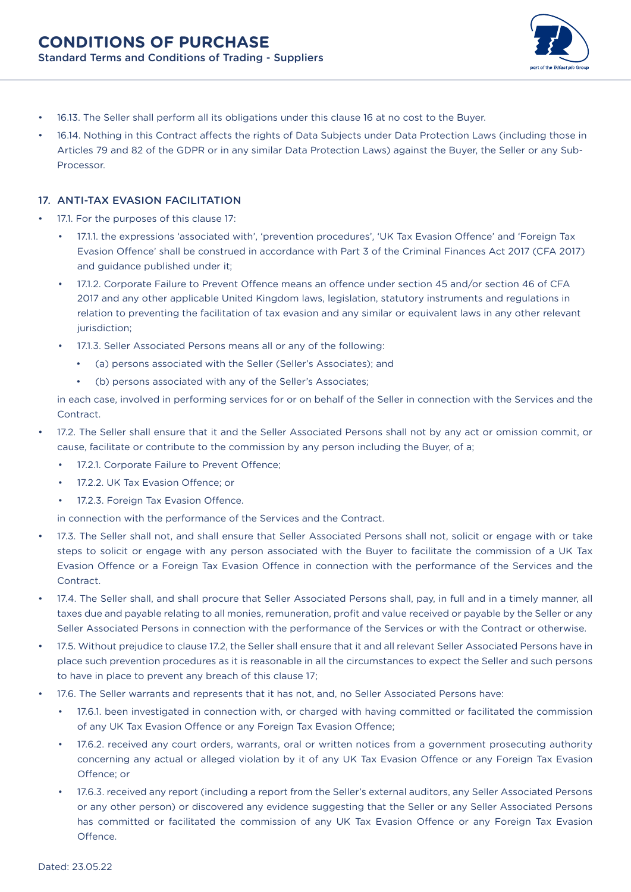- 16.13. The Seller shall perform all its obligations under this clause 16 at no cost to the Buyer.
- 16.14. Nothing in this Contract affects the rights of Data Subjects under Data Protection Laws (including those in Articles 79 and 82 of the GDPR or in any similar Data Protection Laws) against the Buyer, the Seller or any Sub-Processor.

## 17. ANTI-TAX EVASION FACILITATION

- 17.1. For the purposes of this clause 17:
  - 17.1.1. the expressions 'associated with', 'prevention procedures', 'UK Tax Evasion Offence' and 'Foreign Tax Evasion Offence' shall be construed in accordance with Part 3 of the Criminal Finances Act 2017 (CFA 2017) and guidance published under it;
  - 17.1.2. Corporate Failure to Prevent Offence means an offence under section 45 and/or section 46 of CFA 2017 and any other applicable United Kingdom laws, legislation, statutory instruments and regulations in relation to preventing the facilitation of tax evasion and any similar or equivalent laws in any other relevant jurisdiction;
  - 17.1.3. Seller Associated Persons means all or any of the following:
    - (a) persons associated with the Seller (Seller's Associates); and
    - (b) persons associated with any of the Seller's Associates;

  in each case, involved in performing services for or on behalf of the Seller in connection with the Services and the Contract.
- 17.2. The Seller shall ensure that it and the Seller Associated Persons shall not by any act or omission commit, or cause, facilitate or contribute to the commission by any person including the Buyer, of a;
  - 17.2.1. Corporate Failure to Prevent Offence;
  - 17.2.2. UK Tax Evasion Offence; or
  - 17.2.3. Foreign Tax Evasion Offence.

  in connection with the performance of the Services and the Contract.
- 17.3. The Seller shall not, and shall ensure that Seller Associated Persons shall not, solicit or engage with or take steps to solicit or engage with any person associated with the Buyer to facilitate the commission of a UK Tax Evasion Offence or a Foreign Tax Evasion Offence in connection with the performance of the Services and the Contract.
- 17.4. The Seller shall, and shall procure that Seller Associated Persons shall, pay, in full and in a timely manner, all taxes due and payable relating to all monies, remuneration, profit and value received or payable by the Seller or any Seller Associated Persons in connection with the performance of the Services or with the Contract or otherwise.
- 17.5. Without prejudice to clause 17.2, the Seller shall ensure that it and all relevant Seller Associated Persons have in place such prevention procedures as it is reasonable in all the circumstances to expect the Seller and such persons to have in place to prevent any breach of this clause 17;
- 17.6. The Seller warrants and represents that it has not, and, no Seller Associated Persons have:
  - 17.6.1. been investigated in connection with, or charged with having committed or facilitated the commission of any UK Tax Evasion Offence or any Foreign Tax Evasion Offence;
  - 17.6.2. received any court orders, warrants, oral or written notices from a government prosecuting authority concerning any actual or alleged violation by it of any UK Tax Evasion Offence or any Foreign Tax Evasion Offence; or
  - 17.6.3. received any report (including a report from the Seller's external auditors, any Seller Associated Persons or any other person) or discovered any evidence suggesting that the Seller or any Seller Associated Persons has committed or facilitated the commission of any UK Tax Evasion Offence or any Foreign Tax Evasion Offence.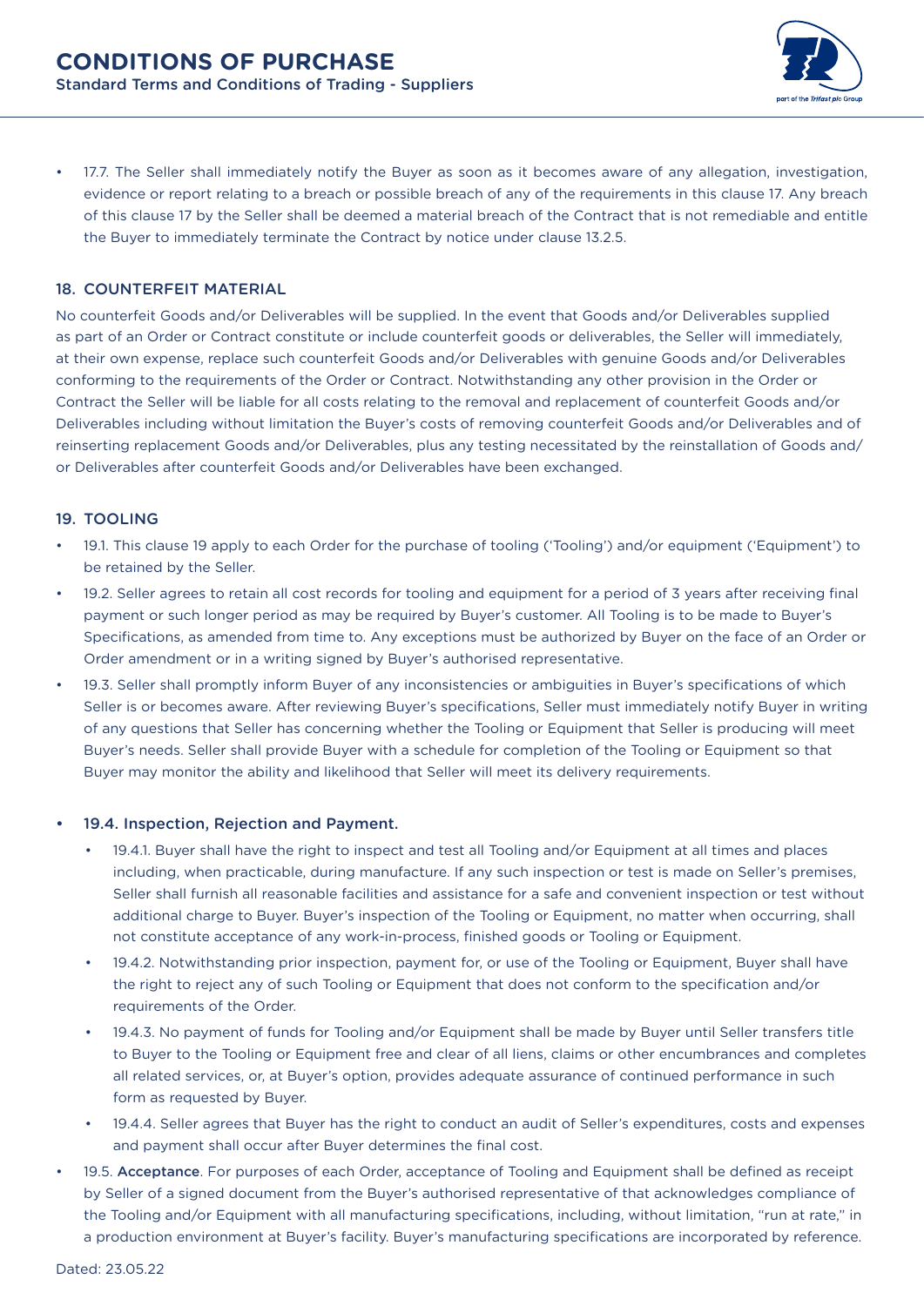- 17.7. The Seller shall immediately notify the Buyer as soon as it becomes aware of any allegation, investigation, evidence or report relating to a breach or possible breach of any of the requirements in this clause 17. Any breach of this clause 17 by the Seller shall be deemed a material breach of the Contract that is not remediable and entitle the Buyer to immediately terminate the Contract by notice under clause 13.2.5.

## 18. COUNTERFEIT MATERIAL

No counterfeit Goods and/or Deliverables will be supplied. In the event that Goods and/or Deliverables supplied as part of an Order or Contract constitute or include counterfeit goods or deliverables, the Seller will immediately, at their own expense, replace such counterfeit Goods and/or Deliverables with genuine Goods and/or Deliverables conforming to the requirements of the Order or Contract. Notwithstanding any other provision in the Order or Contract the Seller will be liable for all costs relating to the removal and replacement of counterfeit Goods and/or Deliverables including without limitation the Buyer's costs of removing counterfeit Goods and/or Deliverables and of reinserting replacement Goods and/or Deliverables, plus any testing necessitated by the reinstallation of Goods and/or Deliverables after counterfeit Goods and/or Deliverables have been exchanged.

## 19. TOOLING

- 19.1. This clause 19 apply to each Order for the purchase of tooling ('Tooling') and/or equipment ('Equipment') to be retained by the Seller.
- 19.2. Seller agrees to retain all cost records for tooling and equipment for a period of 3 years after receiving final payment or such longer period as may be required by Buyer's customer. All Tooling is to be made to Buyer's Specifications, as amended from time to. Any exceptions must be authorized by Buyer on the face of an Order or Order amendment or in a writing signed by Buyer's authorised representative.
- 19.3. Seller shall promptly inform Buyer of any inconsistencies or ambiguities in Buyer's specifications of which Seller is or becomes aware. After reviewing Buyer's specifications, Seller must immediately notify Buyer in writing of any questions that Seller has concerning whether the Tooling or Equipment that Seller is producing will meet Buyer's needs. Seller shall provide Buyer with a schedule for completion of the Tooling or Equipment so that Buyer may monitor the ability and likelihood that Seller will meet its delivery requirements.
- **19.4. Inspection, Rejection and Payment.**
  - 19.4.1. Buyer shall have the right to inspect and test all Tooling and/or Equipment at all times and places including, when practicable, during manufacture. If any such inspection or test is made on Seller's premises, Seller shall furnish all reasonable facilities and assistance for a safe and convenient inspection or test without additional charge to Buyer. Buyer's inspection of the Tooling or Equipment, no matter when occurring, shall not constitute acceptance of any work-in-process, finished goods or Tooling or Equipment.
  - 19.4.2. Notwithstanding prior inspection, payment for, or use of the Tooling or Equipment, Buyer shall have the right to reject any of such Tooling or Equipment that does not conform to the specification and/or requirements of the Order.
  - 19.4.3. No payment of funds for Tooling and/or Equipment shall be made by Buyer until Seller transfers title to Buyer to the Tooling or Equipment free and clear of all liens, claims or other encumbrances and completes all related services, or, at Buyer's option, provides adequate assurance of continued performance in such form as requested by Buyer.
  - 19.4.4. Seller agrees that Buyer has the right to conduct an audit of Seller's expenditures, costs and expenses and payment shall occur after Buyer determines the final cost.
- 19.5. **Acceptance**. For purposes of each Order, acceptance of Tooling and Equipment shall be defined as receipt by Seller of a signed document from the Buyer's authorised representative of that acknowledges compliance of the Tooling and/or Equipment with all manufacturing specifications, including, without limitation, "run at rate," in a production environment at Buyer's facility. Buyer's manufacturing specifications are incorporated by reference.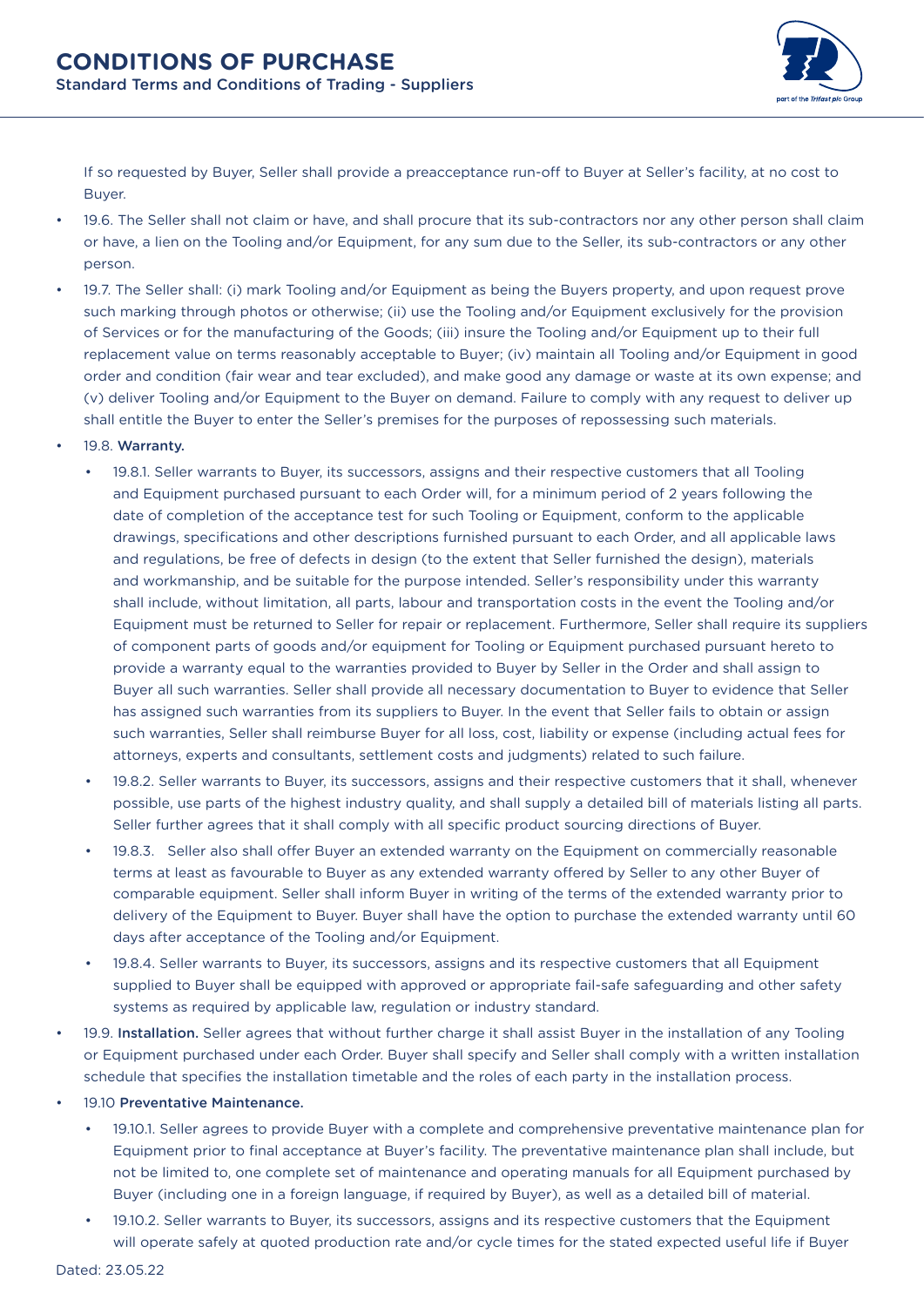If so requested by Buyer, Seller shall provide a preacceptance run-off to Buyer at Seller's facility, at no cost to Buyer.

- 19.6. The Seller shall not claim or have, and shall procure that its sub-contractors nor any other person shall claim or have, a lien on the Tooling and/or Equipment, for any sum due to the Seller, its sub-contractors or any other person.
- 19.7. The Seller shall: (i) mark Tooling and/or Equipment as being the Buyers property, and upon request prove such marking through photos or otherwise; (ii) use the Tooling and/or Equipment exclusively for the provision of Services or for the manufacturing of the Goods; (iii) insure the Tooling and/or Equipment up to their full replacement value on terms reasonably acceptable to Buyer; (iv) maintain all Tooling and/or Equipment in good order and condition (fair wear and tear excluded), and make good any damage or waste at its own expense; and (v) deliver Tooling and/or Equipment to the Buyer on demand. Failure to comply with any request to deliver up shall entitle the Buyer to enter the Seller's premises for the purposes of repossessing such materials.
- 19.8. **Warranty.**
  - 19.8.1. Seller warrants to Buyer, its successors, assigns and their respective customers that all Tooling and Equipment purchased pursuant to each Order will, for a minimum period of 2 years following the date of completion of the acceptance test for such Tooling or Equipment, conform to the applicable drawings, specifications and other descriptions furnished pursuant to each Order, and all applicable laws and regulations, be free of defects in design (to the extent that Seller furnished the design), materials and workmanship, and be suitable for the purpose intended. Seller's responsibility under this warranty shall include, without limitation, all parts, labour and transportation costs in the event the Tooling and/or Equipment must be returned to Seller for repair or replacement. Furthermore, Seller shall require its suppliers of component parts of goods and/or equipment for Tooling or Equipment purchased pursuant hereto to provide a warranty equal to the warranties provided to Buyer by Seller in the Order and shall assign to Buyer all such warranties. Seller shall provide all necessary documentation to Buyer to evidence that Seller has assigned such warranties from its suppliers to Buyer. In the event that Seller fails to obtain or assign such warranties, Seller shall reimburse Buyer for all loss, cost, liability or expense (including actual fees for attorneys, experts and consultants, settlement costs and judgments) related to such failure.
  - 19.8.2. Seller warrants to Buyer, its successors, assigns and their respective customers that it shall, whenever possible, use parts of the highest industry quality, and shall supply a detailed bill of materials listing all parts. Seller further agrees that it shall comply with all specific product sourcing directions of Buyer.
  - 19.8.3. Seller also shall offer Buyer an extended warranty on the Equipment on commercially reasonable terms at least as favourable to Buyer as any extended warranty offered by Seller to any other Buyer of comparable equipment. Seller shall inform Buyer in writing of the terms of the extended warranty prior to delivery of the Equipment to Buyer. Buyer shall have the option to purchase the extended warranty until 60 days after acceptance of the Tooling and/or Equipment.
  - 19.8.4. Seller warrants to Buyer, its successors, assigns and its respective customers that all Equipment supplied to Buyer shall be equipped with approved or appropriate fail-safe safeguarding and other safety systems as required by applicable law, regulation or industry standard.
- 19.9. **Installation.** Seller agrees that without further charge it shall assist Buyer in the installation of any Tooling or Equipment purchased under each Order. Buyer shall specify and Seller shall comply with a written installation schedule that specifies the installation timetable and the roles of each party in the installation process.
- 19.10 **Preventative Maintenance.**
  - 19.10.1. Seller agrees to provide Buyer with a complete and comprehensive preventative maintenance plan for Equipment prior to final acceptance at Buyer's facility. The preventative maintenance plan shall include, but not be limited to, one complete set of maintenance and operating manuals for all Equipment purchased by Buyer (including one in a foreign language, if required by Buyer), as well as a detailed bill of material.
  - 19.10.2. Seller warrants to Buyer, its successors, assigns and its respective customers that the Equipment will operate safely at quoted production rate and/or cycle times for the stated expected useful life if Buyer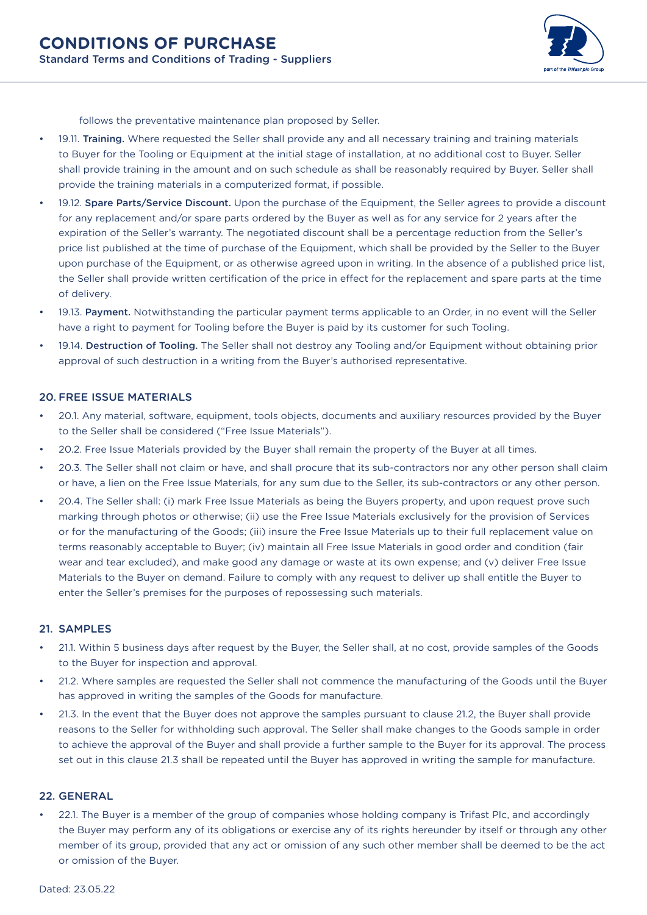follows the preventative maintenance plan proposed by Seller.

- 19.11. **Training.** Where requested the Seller shall provide any and all necessary training and training materials to Buyer for the Tooling or Equipment at the initial stage of installation, at no additional cost to Buyer. Seller shall provide training in the amount and on such schedule as shall be reasonably required by Buyer. Seller shall provide the training materials in a computerized format, if possible.
- 19.12. **Spare Parts/Service Discount.** Upon the purchase of the Equipment, the Seller agrees to provide a discount for any replacement and/or spare parts ordered by the Buyer as well as for any service for 2 years after the expiration of the Seller's warranty. The negotiated discount shall be a percentage reduction from the Seller's price list published at the time of purchase of the Equipment, which shall be provided by the Seller to the Buyer upon purchase of the Equipment, or as otherwise agreed upon in writing. In the absence of a published price list, the Seller shall provide written certification of the price in effect for the replacement and spare parts at the time of delivery.
- 19.13. **Payment.** Notwithstanding the particular payment terms applicable to an Order, in no event will the Seller have a right to payment for Tooling before the Buyer is paid by its customer for such Tooling.
- 19.14. **Destruction of Tooling.** The Seller shall not destroy any Tooling and/or Equipment without obtaining prior approval of such destruction in a writing from the Buyer's authorised representative.

## 20. FREE ISSUE MATERIALS

- 20.1. Any material, software, equipment, tools objects, documents and auxiliary resources provided by the Buyer to the Seller shall be considered ("Free Issue Materials").
- 20.2. Free Issue Materials provided by the Buyer shall remain the property of the Buyer at all times.
- 20.3. The Seller shall not claim or have, and shall procure that its sub-contractors nor any other person shall claim or have, a lien on the Free Issue Materials, for any sum due to the Seller, its sub-contractors or any other person.
- 20.4. The Seller shall: (i) mark Free Issue Materials as being the Buyers property, and upon request prove such marking through photos or otherwise; (ii) use the Free Issue Materials exclusively for the provision of Services or for the manufacturing of the Goods; (iii) insure the Free Issue Materials up to their full replacement value on terms reasonably acceptable to Buyer; (iv) maintain all Free Issue Materials in good order and condition (fair wear and tear excluded), and make good any damage or waste at its own expense; and (v) deliver Free Issue Materials to the Buyer on demand. Failure to comply with any request to deliver up shall entitle the Buyer to enter the Seller's premises for the purposes of repossessing such materials.

## 21. SAMPLES

- 21.1. Within 5 business days after request by the Buyer, the Seller shall, at no cost, provide samples of the Goods to the Buyer for inspection and approval.
- 21.2. Where samples are requested the Seller shall not commence the manufacturing of the Goods until the Buyer has approved in writing the samples of the Goods for manufacture.
- 21.3. In the event that the Buyer does not approve the samples pursuant to clause 21.2, the Buyer shall provide reasons to the Seller for withholding such approval. The Seller shall make changes to the Goods sample in order to achieve the approval of the Buyer and shall provide a further sample to the Buyer for its approval. The process set out in this clause 21.3 shall be repeated until the Buyer has approved in writing the sample for manufacture.

## 22. GENERAL

- 22.1. The Buyer is a member of the group of companies whose holding company is Trifast Plc, and accordingly the Buyer may perform any of its obligations or exercise any of its rights hereunder by itself or through any other member of its group, provided that any act or omission of any such other member shall be deemed to be the act or omission of the Buyer.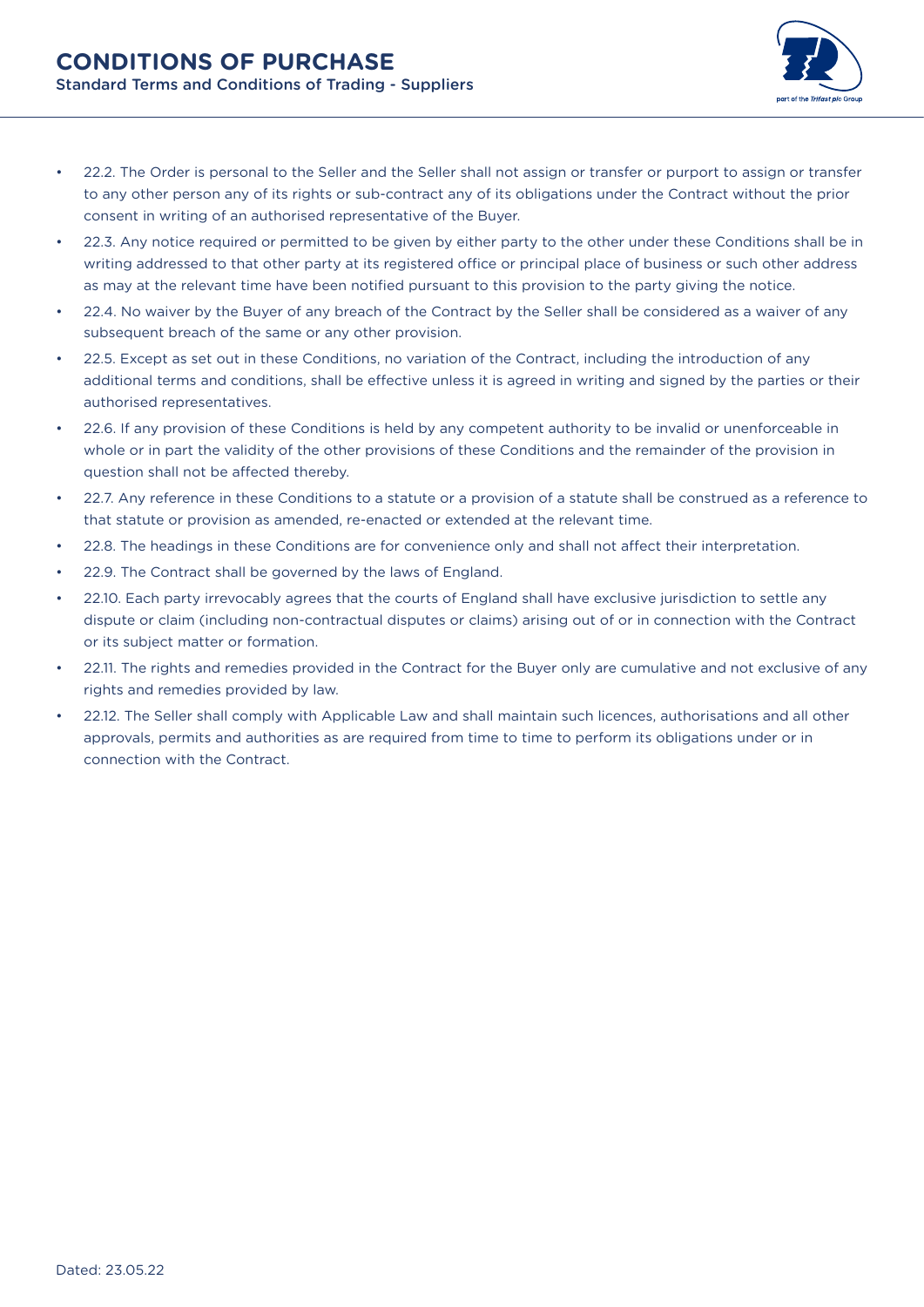- 22.2. The Order is personal to the Seller and the Seller shall not assign or transfer or purport to assign or transfer to any other person any of its rights or sub-contract any of its obligations under the Contract without the prior consent in writing of an authorised representative of the Buyer.
- 22.3. Any notice required or permitted to be given by either party to the other under these Conditions shall be in writing addressed to that other party at its registered office or principal place of business or such other address as may at the relevant time have been notified pursuant to this provision to the party giving the notice.
- 22.4. No waiver by the Buyer of any breach of the Contract by the Seller shall be considered as a waiver of any subsequent breach of the same or any other provision.
- 22.5. Except as set out in these Conditions, no variation of the Contract, including the introduction of any additional terms and conditions, shall be effective unless it is agreed in writing and signed by the parties or their authorised representatives.
- 22.6. If any provision of these Conditions is held by any competent authority to be invalid or unenforceable in whole or in part the validity of the other provisions of these Conditions and the remainder of the provision in question shall not be affected thereby.
- 22.7. Any reference in these Conditions to a statute or a provision of a statute shall be construed as a reference to that statute or provision as amended, re-enacted or extended at the relevant time.
- 22.8. The headings in these Conditions are for convenience only and shall not affect their interpretation.
- 22.9. The Contract shall be governed by the laws of England.
- 22.10. Each party irrevocably agrees that the courts of England shall have exclusive jurisdiction to settle any dispute or claim (including non-contractual disputes or claims) arising out of or in connection with the Contract or its subject matter or formation.
- 22.11. The rights and remedies provided in the Contract for the Buyer only are cumulative and not exclusive of any rights and remedies provided by law.
- 22.12. The Seller shall comply with Applicable Law and shall maintain such licences, authorisations and all other approvals, permits and authorities as are required from time to time to perform its obligations under or in connection with the Contract.

Dated: 23.05.22